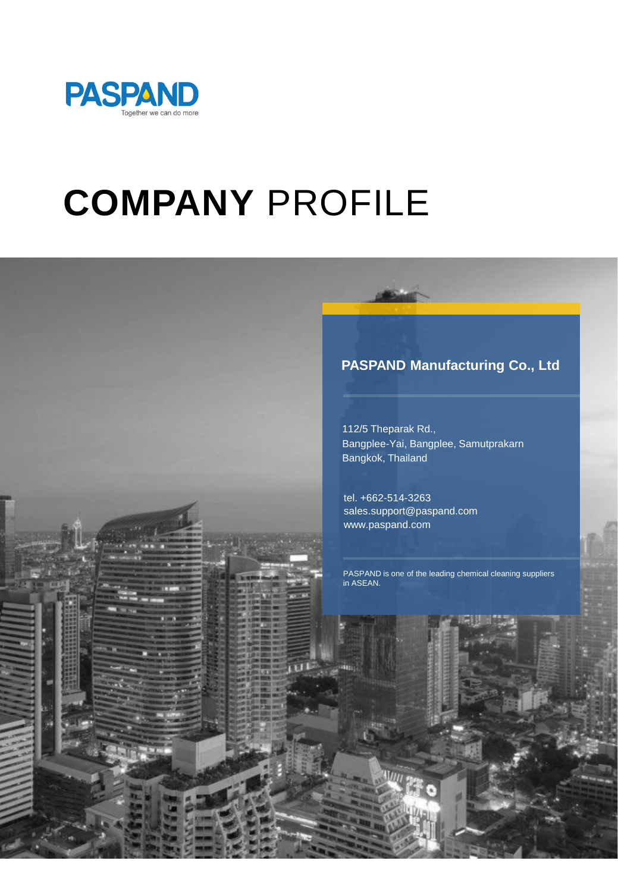PASPAND

Together we can do more

# **COMPANY** PROFILE

## PASPAND Manufacturing Co., Ltd

112/5 Theparak Rd.,
Bangplee-Yai, Bangplee, Samutprakarn
Bangkok, Thailand

tel. +662-514-3263
sales.support@paspand.com
www.paspand.com

PASPAND is one of the leading chemical cleaning suppliers in ASEAN.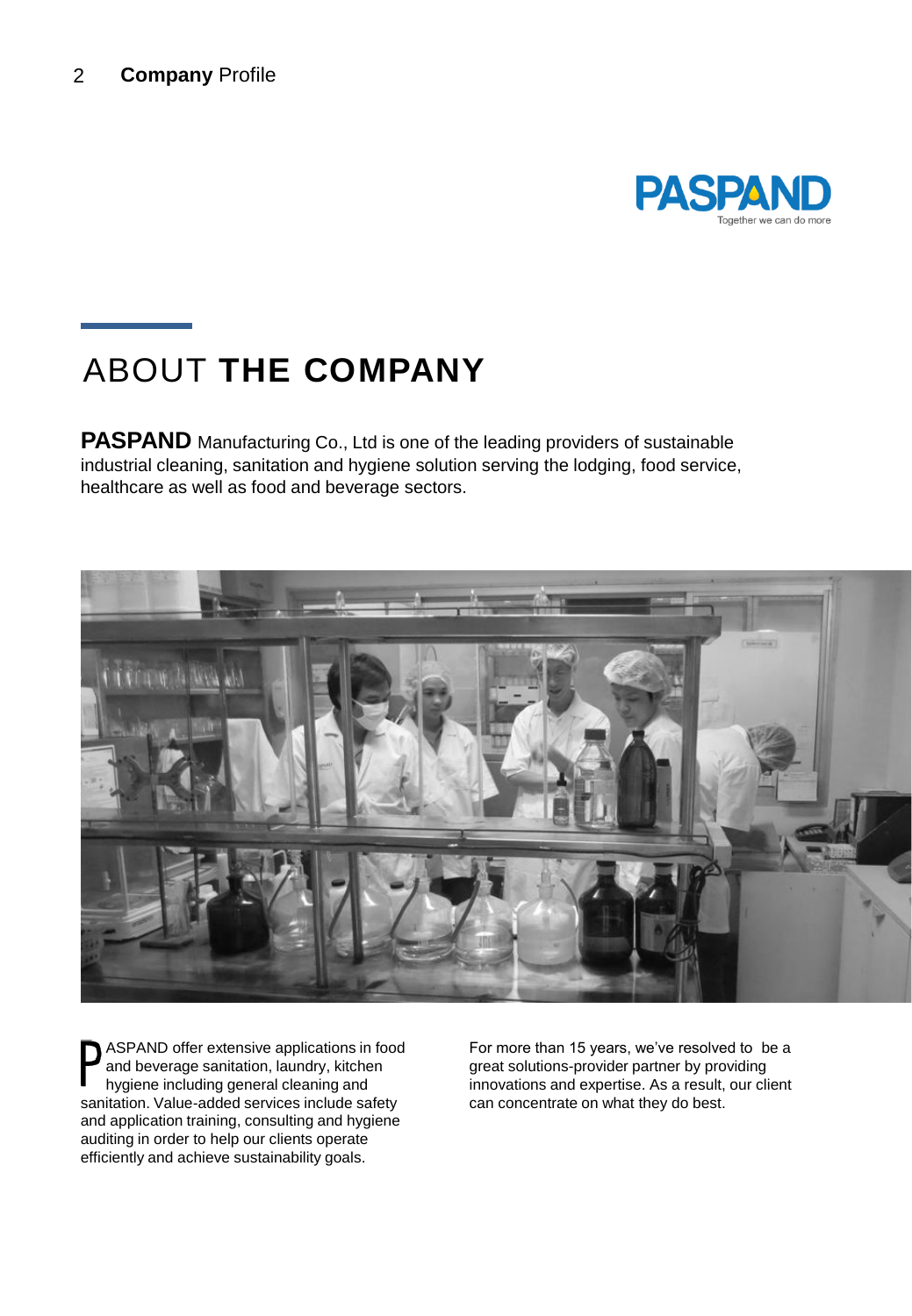PASPAND
Together we can do more

# ABOUT **THE COMPANY**

**PASPAND** Manufacturing Co., Ltd is one of the leading providers of sustainable industrial cleaning, sanitation and hygiene solution serving the lodging, food service, healthcare as well as food and beverage sectors.

PASPAND offer extensive applications in food and beverage sanitation, laundry, kitchen hygiene including general cleaning and sanitation. Value-added services include safety and application training, consulting and hygiene auditing in order to help our clients operate efficiently and achieve sustainability goals.

For more than 15 years, we've resolved to be a great solutions-provider partner by providing innovations and expertise. As a result, our client can concentrate on what they do best.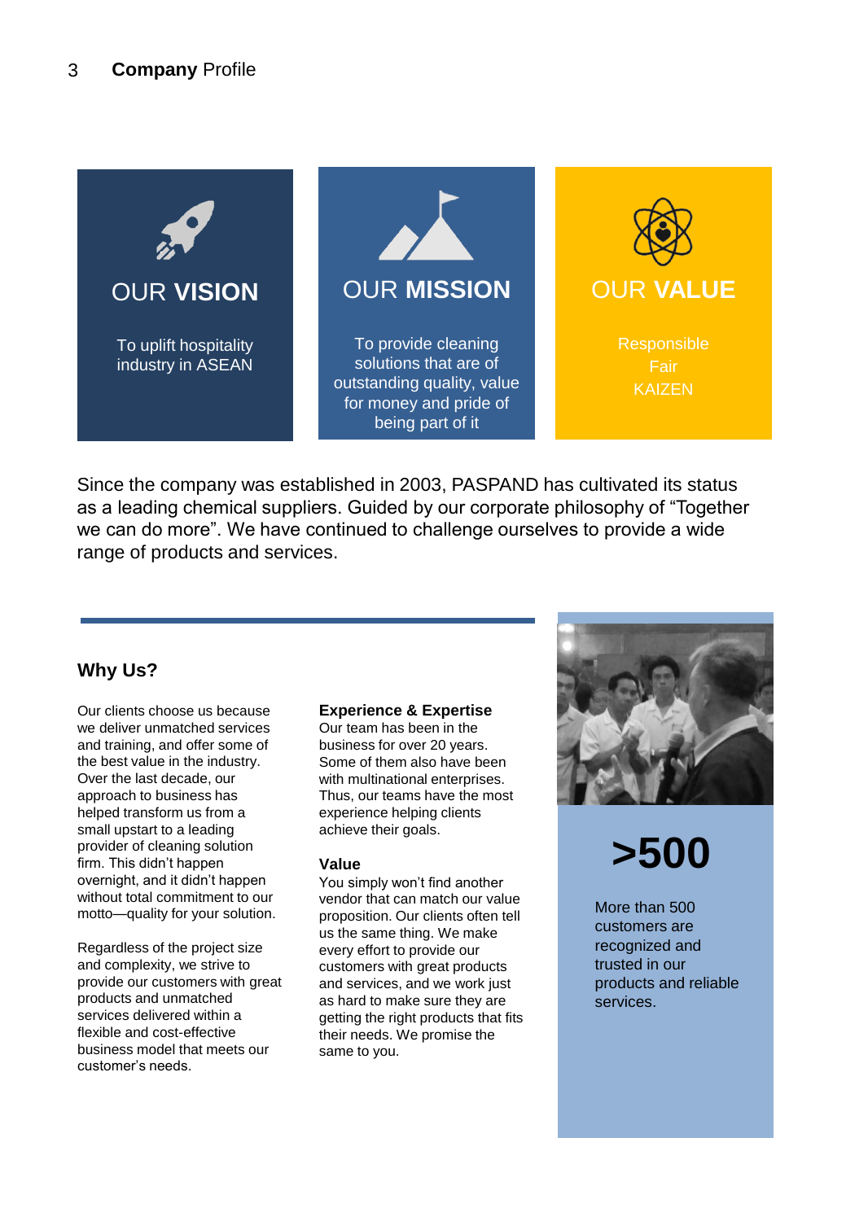# Company Profile

## OUR VISION

To uplift hospitality industry in ASEAN

## OUR MISSION

To provide cleaning solutions that are of outstanding quality, value for money and pride of being part of it

## OUR VALUE

Responsible
Fair
KAIZEN

Since the company was established in 2003, PASPAND has cultivated its status as a leading chemical suppliers. Guided by our corporate philosophy of "Together we can do more". We have continued to challenge ourselves to provide a wide range of products and services.

## Why Us?

Our clients choose us because we deliver unmatched services and training, and offer some of the best value in the industry. Over the last decade, our approach to business has helped transform us from a small upstart to a leading provider of cleaning solution firm. This didn't happen overnight, and it didn't happen without total commitment to our motto—quality for your solution.

Regardless of the project size and complexity, we strive to provide our customers with great products and unmatched services delivered within a flexible and cost-effective business model that meets our customer's needs.

**Experience & Expertise**
Our team has been in the business for over 20 years. Some of them also have been with multinational enterprises. Thus, our teams have the most experience helping clients achieve their goals.

**Value**
You simply won't find another vendor that can match our value proposition. Our clients often tell us the same thing. We make every effort to provide our customers with great products and services, and we work just as hard to make sure they are getting the right products that fits their needs. We promise the same to you.

**>500**

More than 500 customers are recognized and trusted in our products and reliable services.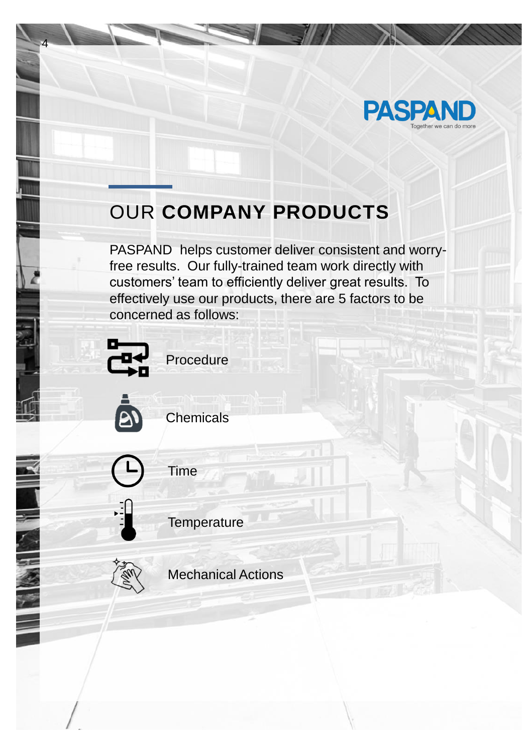PASPAND

Together we can do more

# OUR **COMPANY PRODUCTS**

PASPAND helps customer deliver consistent and worry-free results. Our fully-trained team work directly with customers' team to efficiently deliver great results. To effectively use our products, there are 5 factors to be concerned as follows:

- Procedure
- Chemicals
- Time
- Temperature
- Mechanical Actions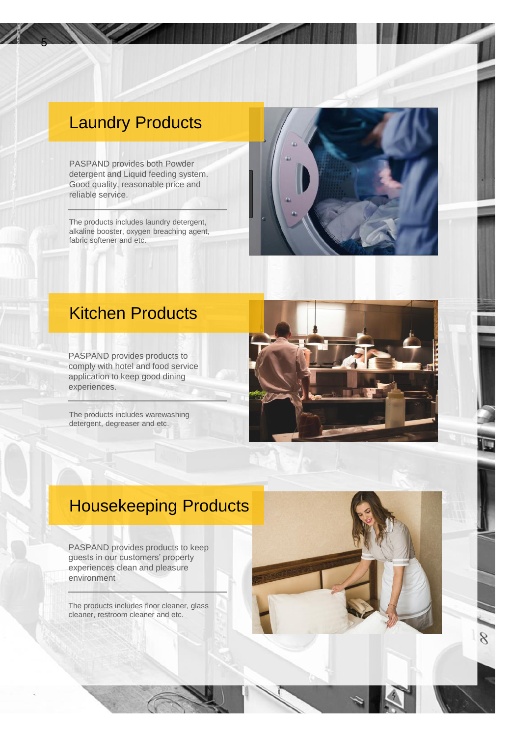## Laundry Products

PASPAND provides both Powder detergent and Liquid feeding system. Good quality, reasonable price and reliable service.

The products includes laundry detergent, alkaline booster, oxygen breaching agent, fabric softener and etc.

## Kitchen Products

PASPAND provides products to comply with hotel and food service application to keep good dining experiences.

The products includes warewashing detergent, degreaser and etc.

## Housekeeping Products

PASPAND provides products to keep guests in our customers' property experiences clean and pleasure environment

The products includes floor cleaner, glass cleaner, restroom cleaner and etc.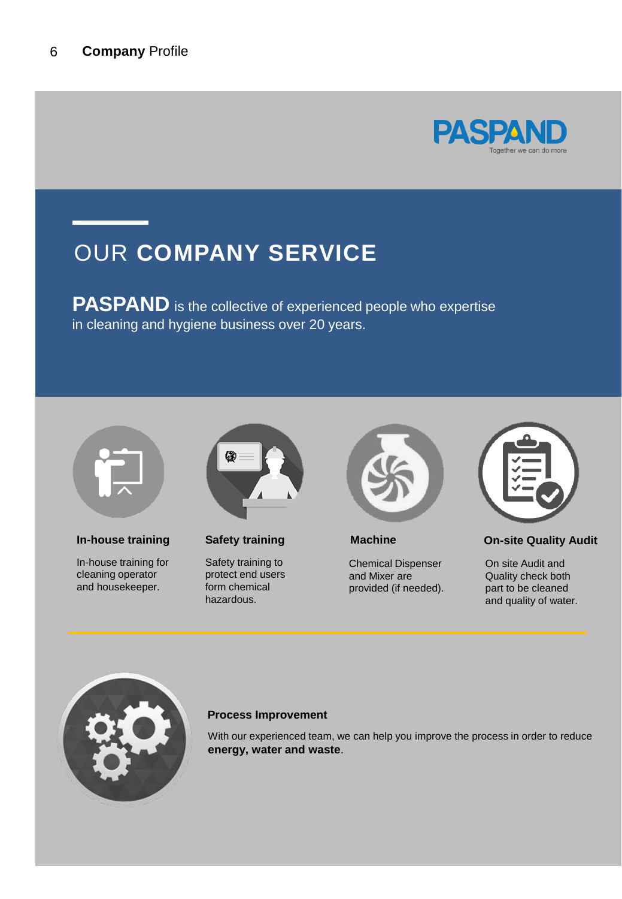PASPAND

Together we can do more

# OUR **COMPANY SERVICE**

**PASPAND** is the collective of experienced people who expertise in cleaning and hygiene business over 20 years.

### In-house training

In-house training for cleaning operator and housekeeper.

### Safety training

Safety training to protect end users form chemical hazardous.

### Machine

Chemical Dispenser and Mixer are provided (if needed).

### On-site Quality Audit

On site Audit and Quality check both part to be cleaned and quality of water.

### Process Improvement

With our experienced team, we can help you improve the process in order to reduce **energy, water and waste**.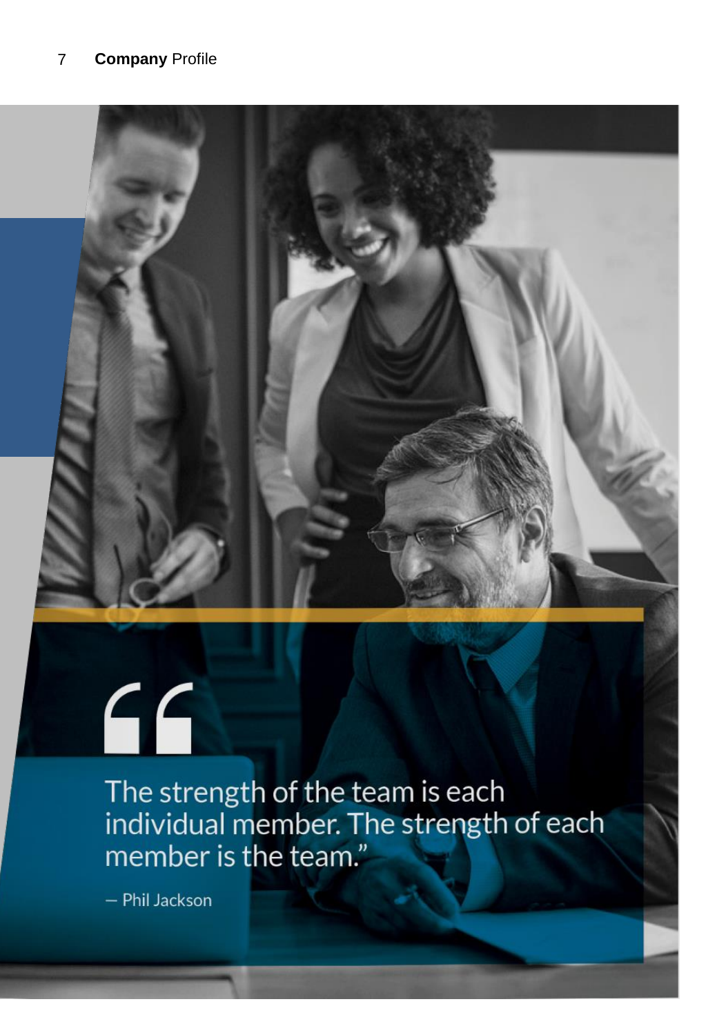> The strength of the team is each individual member. The strength of each member is the team."
>
> — Phil Jackson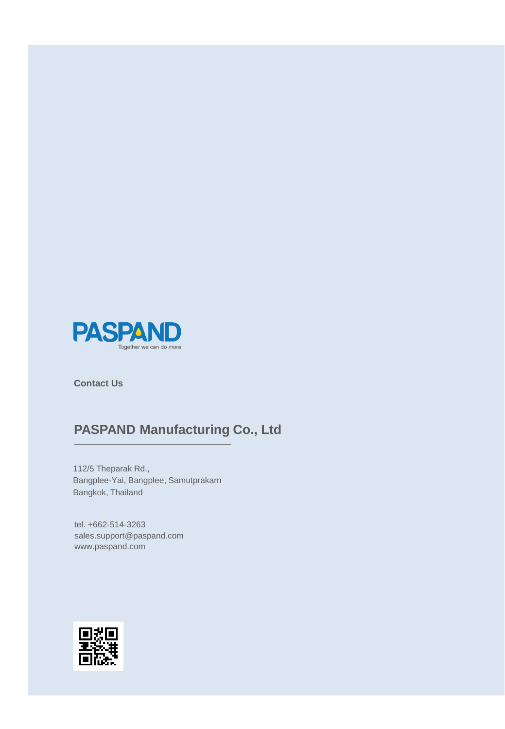PASPAND

Together we can do more

**Contact Us**

## PASPAND Manufacturing Co., Ltd

112/5 Theparak Rd.,
Bangplee-Yai, Bangplee, Samutprakarn
Bangkok, Thailand

tel. +662-514-3263
sales.support@paspand.com
www.paspand.com